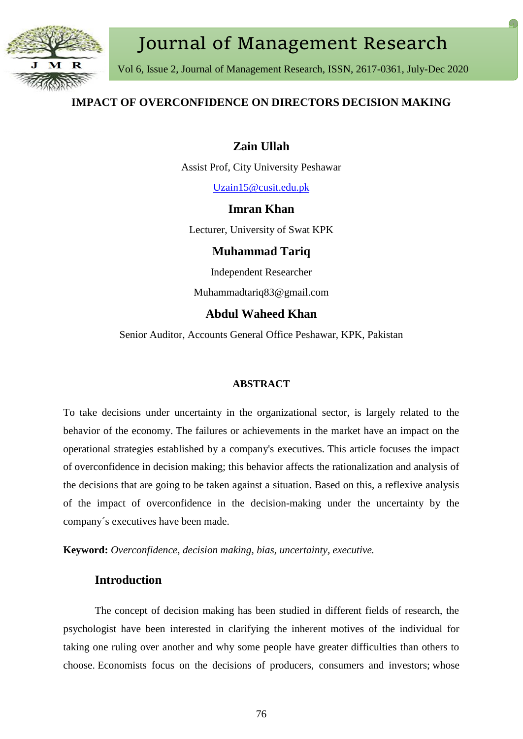# IMPACT OF OVERCONFIDENCE ON DIRECTORS DECISION MAKING

**Zain Ullah**

Assist Prof, City University Peshawar

Uzain15@cusit.edu.pk

**Imran Khan**

Lecturer, University of Swat KPK

**Muhammad Tariq**

Independent Researcher

Muhammadtariq83@gmail.com

**Abdul Waheed Khan**

Senior Auditor, Accounts General Office Peshawar, KPK, Pakistan

## ABSTRACT

To take decisions under uncertainty in the organizational sector, is largely related to the behavior of the economy. The failures or achievements in the market have an impact on the operational strategies established by a company's executives. This article focuses the impact of overconfidence in decision making; this behavior affects the rationalization and analysis of the decisions that are going to be taken against a situation. Based on this, a reflexive analysis of the impact of overconfidence in the decision-making under the uncertainty by the company´s executives have been made.

**Keyword:** *Overconfidence, decision making, bias, uncertainty, executive.*

## Introduction

The concept of decision making has been studied in different fields of research, the psychologist have been interested in clarifying the inherent motives of the individual for taking one ruling over another and why some people have greater difficulties than others to choose. Economists focus on the decisions of producers, consumers and investors; whose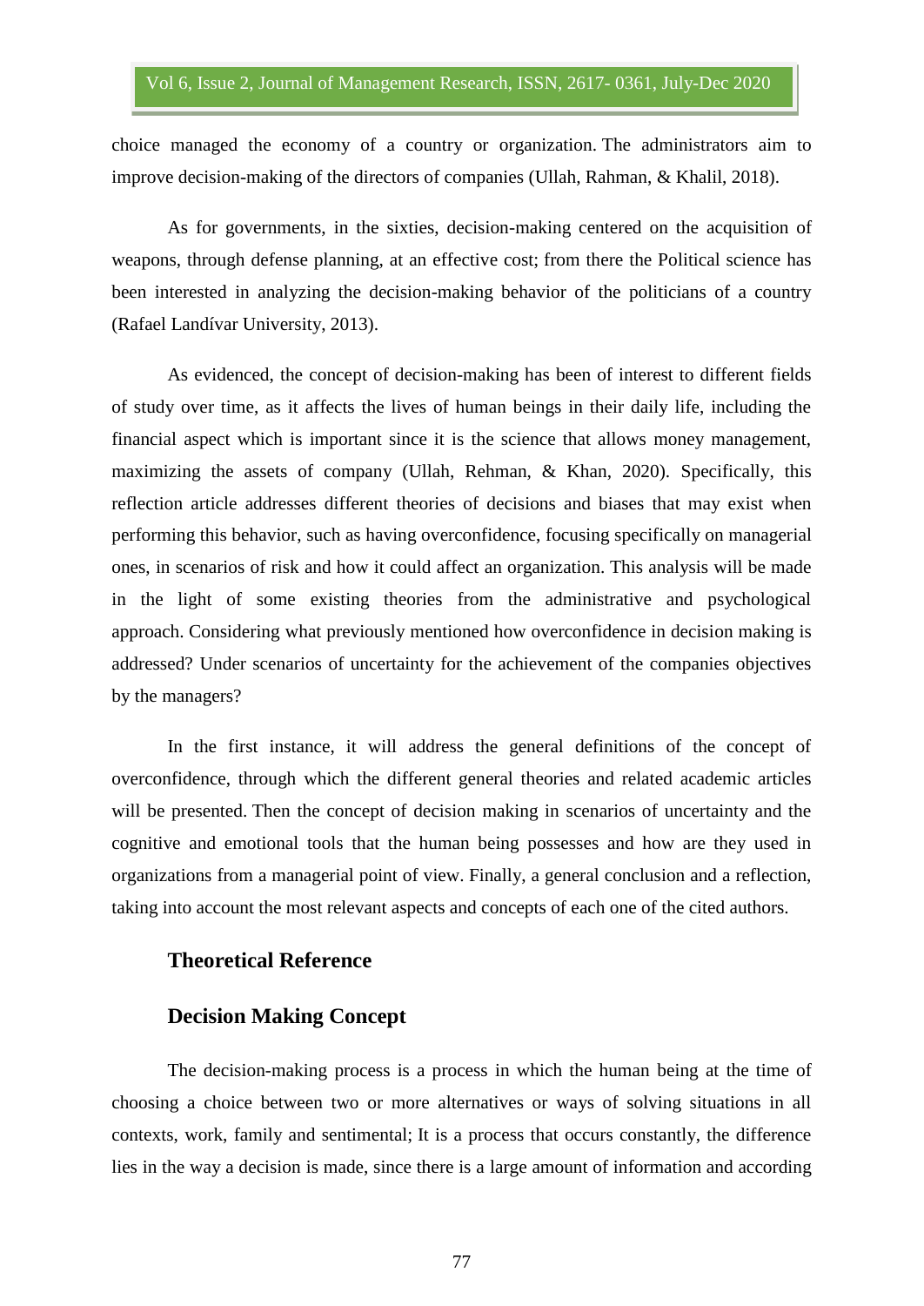choice managed the economy of a country or organization. The administrators aim to improve decision-making of the directors of companies (Ullah, Rahman, & Khalil, 2018).

As for governments, in the sixties, decision-making centered on the acquisition of weapons, through defense planning, at an effective cost; from there the Political science has been interested in analyzing the decision-making behavior of the politicians of a country (Rafael Landívar University, 2013).

As evidenced, the concept of decision-making has been of interest to different fields of study over time, as it affects the lives of human beings in their daily life, including the financial aspect which is important since it is the science that allows money management, maximizing the assets of company (Ullah, Rehman, & Khan, 2020). Specifically, this reflection article addresses different theories of decisions and biases that may exist when performing this behavior, such as having overconfidence, focusing specifically on managerial ones, in scenarios of risk and how it could affect an organization. This analysis will be made in the light of some existing theories from the administrative and psychological approach. Considering what previously mentioned how overconfidence in decision making is addressed? Under scenarios of uncertainty for the achievement of the companies objectives by the managers?

In the first instance, it will address the general definitions of the concept of overconfidence, through which the different general theories and related academic articles will be presented. Then the concept of decision making in scenarios of uncertainty and the cognitive and emotional tools that the human being possesses and how are they used in organizations from a managerial point of view. Finally, a general conclusion and a reflection, taking into account the most relevant aspects and concepts of each one of the cited authors.

## Theoretical Reference

### Decision Making Concept

The decision-making process is a process in which the human being at the time of choosing a choice between two or more alternatives or ways of solving situations in all contexts, work, family and sentimental; It is a process that occurs constantly, the difference lies in the way a decision is made, since there is a large amount of information and according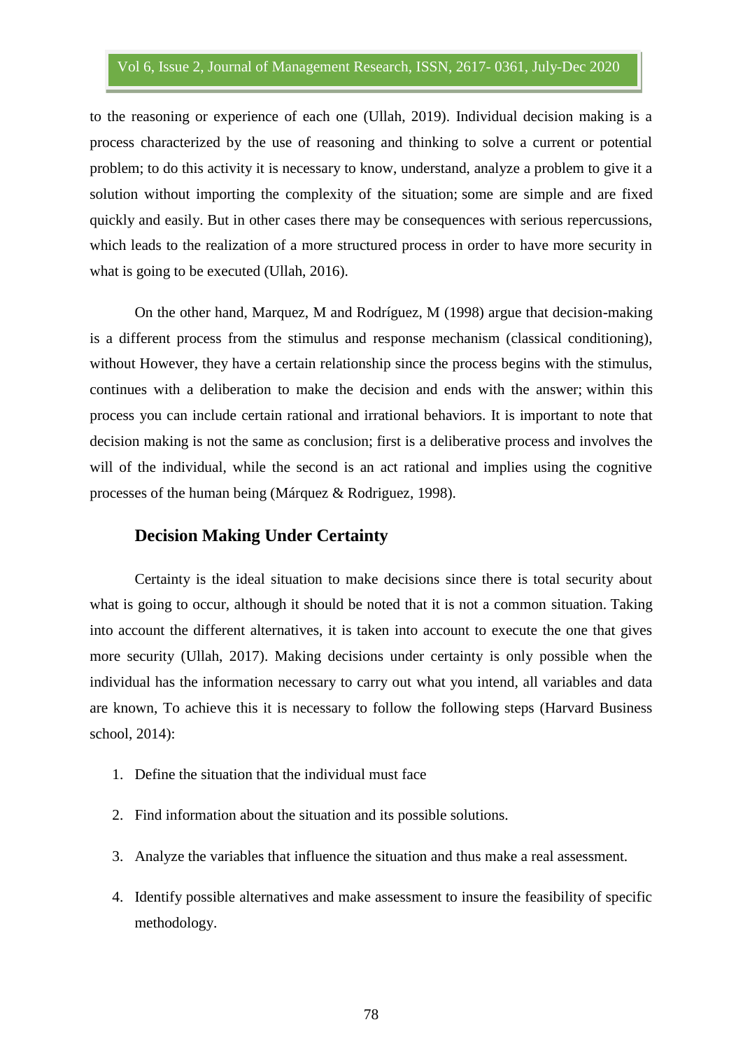to the reasoning or experience of each one (Ullah, 2019). Individual decision making is a process characterized by the use of reasoning and thinking to solve a current or potential problem; to do this activity it is necessary to know, understand, analyze a problem to give it a solution without importing the complexity of the situation; some are simple and are fixed quickly and easily. But in other cases there may be consequences with serious repercussions, which leads to the realization of a more structured process in order to have more security in what is going to be executed (Ullah, 2016).

On the other hand, Marquez, M and Rodríguez, M (1998) argue that decision-making is a different process from the stimulus and response mechanism (classical conditioning), without However, they have a certain relationship since the process begins with the stimulus, continues with a deliberation to make the decision and ends with the answer; within this process you can include certain rational and irrational behaviors. It is important to note that decision making is not the same as conclusion; first is a deliberative process and involves the will of the individual, while the second is an act rational and implies using the cognitive processes of the human being (Márquez & Rodriguez, 1998).

## Decision Making Under Certainty

Certainty is the ideal situation to make decisions since there is total security about what is going to occur, although it should be noted that it is not a common situation. Taking into account the different alternatives, it is taken into account to execute the one that gives more security (Ullah, 2017). Making decisions under certainty is only possible when the individual has the information necessary to carry out what you intend, all variables and data are known, To achieve this it is necessary to follow the following steps (Harvard Business school, 2014):

1. Define the situation that the individual must face
2. Find information about the situation and its possible solutions.
3. Analyze the variables that influence the situation and thus make a real assessment.
4. Identify possible alternatives and make assessment to insure the feasibility of specific methodology.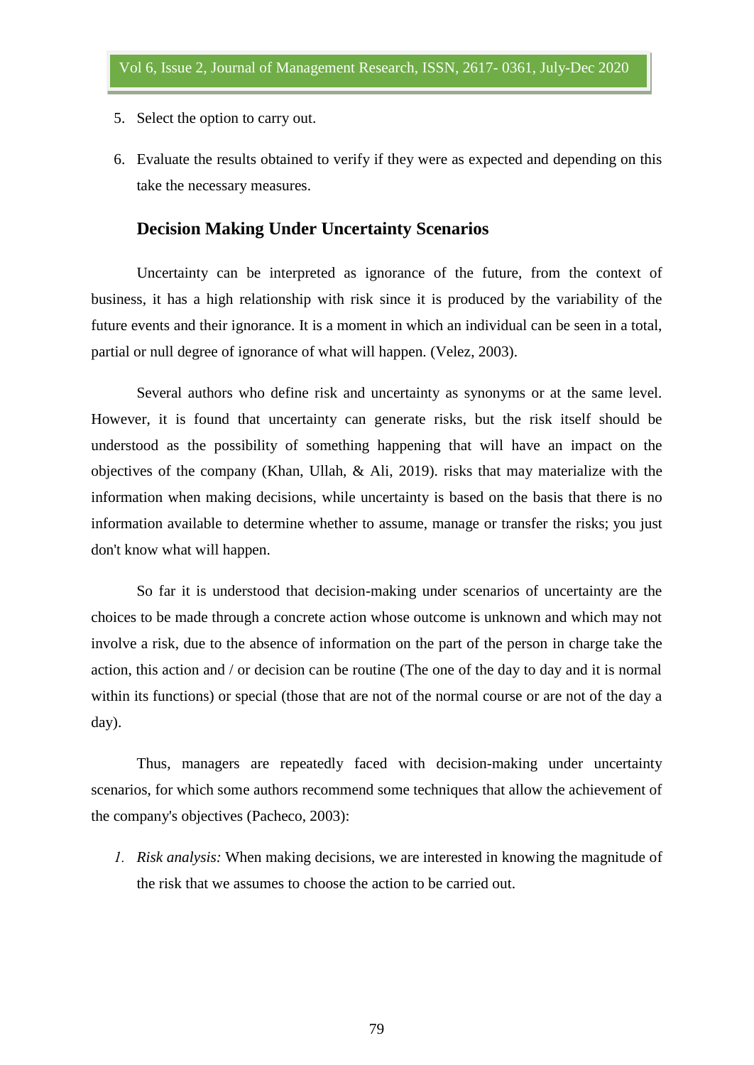5. Select the option to carry out.
6. Evaluate the results obtained to verify if they were as expected and depending on this take the necessary measures.

## Decision Making Under Uncertainty Scenarios

Uncertainty can be interpreted as ignorance of the future, from the context of business, it has a high relationship with risk since it is produced by the variability of the future events and their ignorance. It is a moment in which an individual can be seen in a total, partial or null degree of ignorance of what will happen. (Velez, 2003).

Several authors who define risk and uncertainty as synonyms or at the same level. However, it is found that uncertainty can generate risks, but the risk itself should be understood as the possibility of something happening that will have an impact on the objectives of the company (Khan, Ullah, & Ali, 2019). risks that may materialize with the information when making decisions, while uncertainty is based on the basis that there is no information available to determine whether to assume, manage or transfer the risks; you just don't know what will happen.

So far it is understood that decision-making under scenarios of uncertainty are the choices to be made through a concrete action whose outcome is unknown and which may not involve a risk, due to the absence of information on the part of the person in charge take the action, this action and / or decision can be routine (The one of the day to day and it is normal within its functions) or special (those that are not of the normal course or are not of the day a day).

Thus, managers are repeatedly faced with decision-making under uncertainty scenarios, for which some authors recommend some techniques that allow the achievement of the company's objectives (Pacheco, 2003):

1. *Risk analysis:* When making decisions, we are interested in knowing the magnitude of the risk that we assumes to choose the action to be carried out.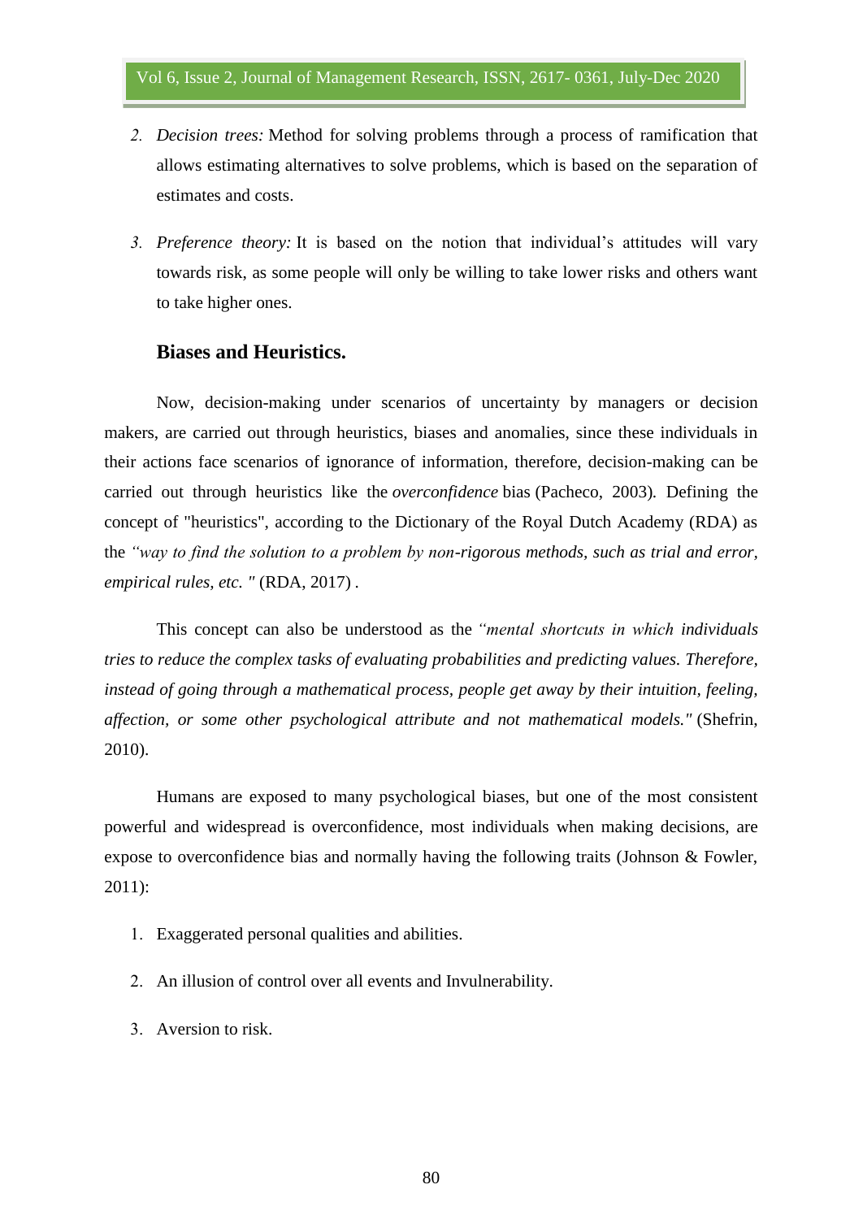2. *Decision trees:* Method for solving problems through a process of ramification that allows estimating alternatives to solve problems, which is based on the separation of estimates and costs.

3. *Preference theory:* It is based on the notion that individual's attitudes will vary towards risk, as some people will only be willing to take lower risks and others want to take higher ones.

## Biases and Heuristics.

Now, decision-making under scenarios of uncertainty by managers or decision makers, are carried out through heuristics, biases and anomalies, since these individuals in their actions face scenarios of ignorance of information, therefore, decision-making can be carried out through heuristics like the *overconfidence* bias (Pacheco, 2003). Defining the concept of "heuristics", according to the Dictionary of the Royal Dutch Academy (RDA) as the *"way to find the solution to a problem by non-rigorous methods, such as trial and error, empirical rules, etc. "* (RDA, 2017) .

This concept can also be understood as the *"mental shortcuts in which individuals tries to reduce the complex tasks of evaluating probabilities and predicting values. Therefore, instead of going through a mathematical process, people get away by their intuition, feeling, affection, or some other psychological attribute and not mathematical models."* (Shefrin, 2010).

Humans are exposed to many psychological biases, but one of the most consistent powerful and widespread is overconfidence, most individuals when making decisions, are expose to overconfidence bias and normally having the following traits (Johnson & Fowler, 2011):

1. Exaggerated personal qualities and abilities.
2. An illusion of control over all events and Invulnerability.
3. Aversion to risk.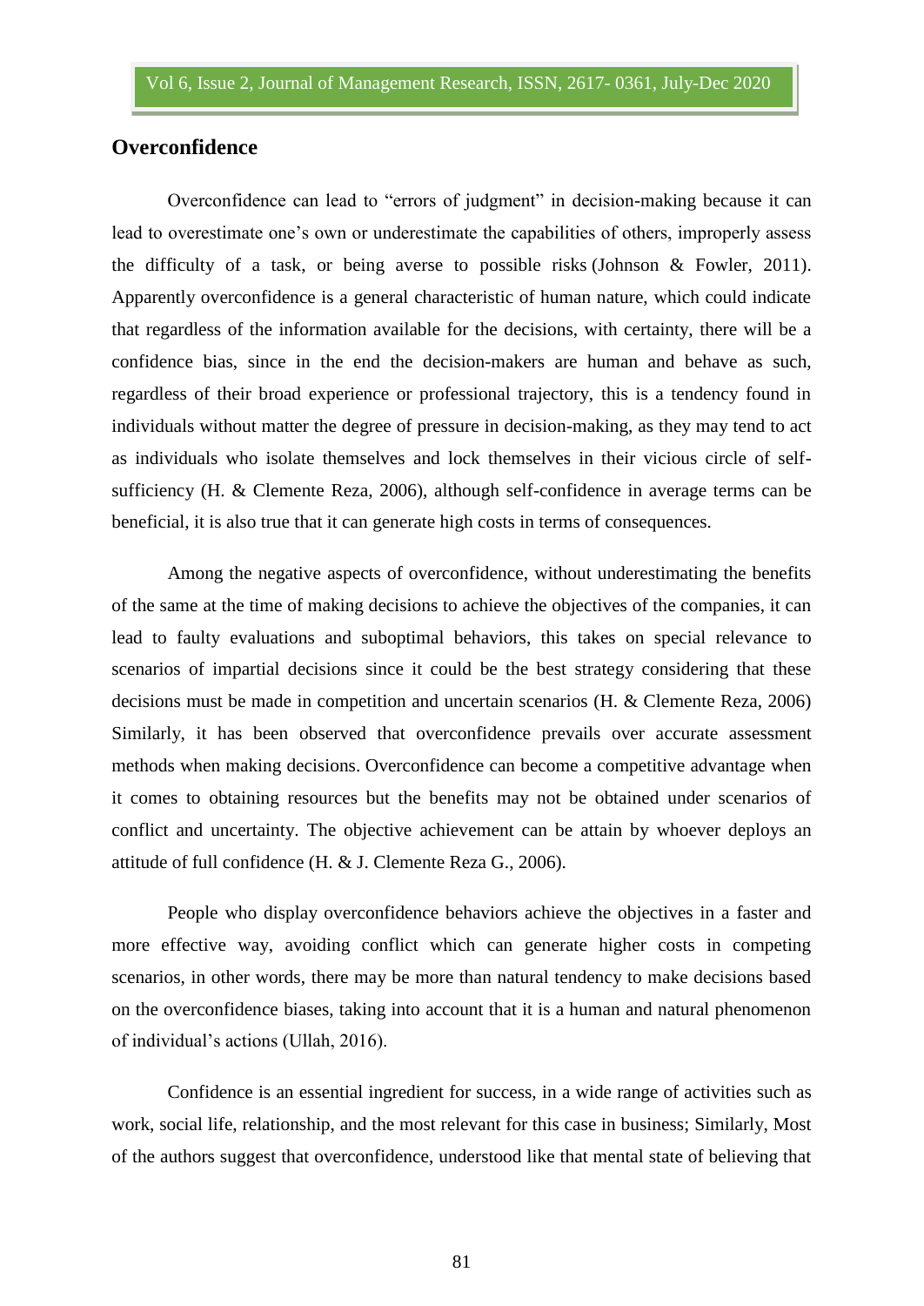## Overconfidence

Overconfidence can lead to "errors of judgment" in decision-making because it can lead to overestimate one's own or underestimate the capabilities of others, improperly assess the difficulty of a task, or being averse to possible risks (Johnson & Fowler, 2011). Apparently overconfidence is a general characteristic of human nature, which could indicate that regardless of the information available for the decisions, with certainty, there will be a confidence bias, since in the end the decision-makers are human and behave as such, regardless of their broad experience or professional trajectory, this is a tendency found in individuals without matter the degree of pressure in decision-making, as they may tend to act as individuals who isolate themselves and lock themselves in their vicious circle of self-sufficiency (H. & Clemente Reza, 2006), although self-confidence in average terms can be beneficial, it is also true that it can generate high costs in terms of consequences.

Among the negative aspects of overconfidence, without underestimating the benefits of the same at the time of making decisions to achieve the objectives of the companies, it can lead to faulty evaluations and suboptimal behaviors, this takes on special relevance to scenarios of impartial decisions since it could be the best strategy considering that these decisions must be made in competition and uncertain scenarios (H. & Clemente Reza, 2006) Similarly, it has been observed that overconfidence prevails over accurate assessment methods when making decisions. Overconfidence can become a competitive advantage when it comes to obtaining resources but the benefits may not be obtained under scenarios of conflict and uncertainty. The objective achievement can be attain by whoever deploys an attitude of full confidence (H. & J. Clemente Reza G., 2006).

People who display overconfidence behaviors achieve the objectives in a faster and more effective way, avoiding conflict which can generate higher costs in competing scenarios, in other words, there may be more than natural tendency to make decisions based on the overconfidence biases, taking into account that it is a human and natural phenomenon of individual's actions (Ullah, 2016).

Confidence is an essential ingredient for success, in a wide range of activities such as work, social life, relationship, and the most relevant for this case in business; Similarly, Most of the authors suggest that overconfidence, understood like that mental state of believing that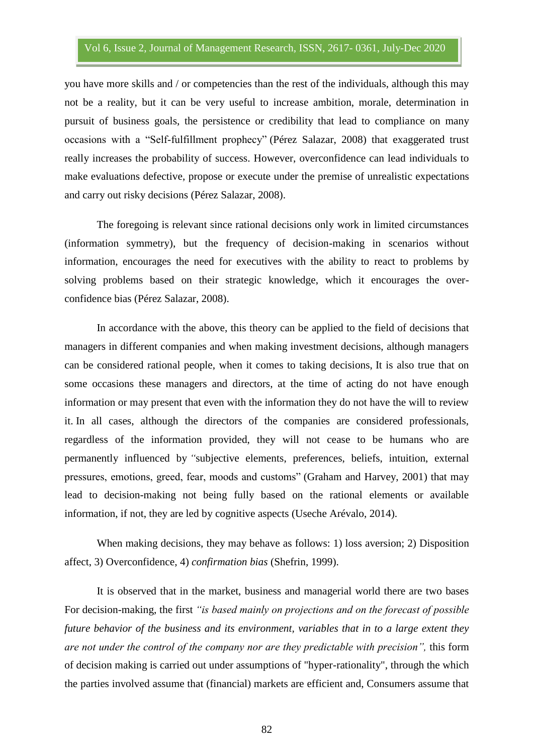you have more skills and / or competencies than the rest of the individuals, although this may not be a reality, but it can be very useful to increase ambition, morale, determination in pursuit of business goals, the persistence or credibility that lead to compliance on many occasions with a "Self-fulfillment prophecy" (Pérez Salazar, 2008) that exaggerated trust really increases the probability of success. However, overconfidence can lead individuals to make evaluations defective, propose or execute under the premise of unrealistic expectations and carry out risky decisions (Pérez Salazar, 2008).

The foregoing is relevant since rational decisions only work in limited circumstances (information symmetry), but the frequency of decision-making in scenarios without information, encourages the need for executives with the ability to react to problems by solving problems based on their strategic knowledge, which it encourages the over-confidence bias (Pérez Salazar, 2008).

In accordance with the above, this theory can be applied to the field of decisions that managers in different companies and when making investment decisions, although managers can be considered rational people, when it comes to taking decisions, It is also true that on some occasions these managers and directors, at the time of acting do not have enough information or may present that even with the information they do not have the will to review it. In all cases, although the directors of the companies are considered professionals, regardless of the information provided, they will not cease to be humans who are permanently influenced by "subjective elements, preferences, beliefs, intuition, external pressures, emotions, greed, fear, moods and customs" (Graham and Harvey, 2001) that may lead to decision-making not being fully based on the rational elements or available information, if not, they are led by cognitive aspects (Useche Arévalo, 2014).

When making decisions, they may behave as follows: 1) loss aversion; 2) Disposition affect, 3) Overconfidence, 4) *confirmation bias* (Shefrin, 1999).

It is observed that in the market, business and managerial world there are two bases For decision-making, the first *"is based mainly on projections and on the forecast of possible future behavior of the business and its environment, variables that in to a large extent they are not under the control of the company nor are they predictable with precision",* this form of decision making is carried out under assumptions of "hyper-rationality", through the which the parties involved assume that (financial) markets are efficient and, Consumers assume that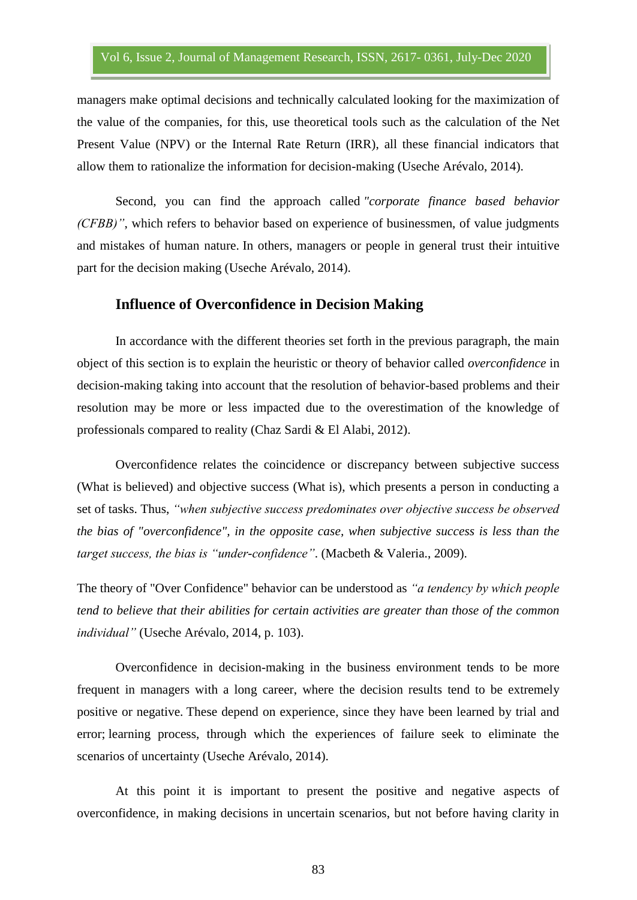managers make optimal decisions and technically calculated looking for the maximization of the value of the companies, for this, use theoretical tools such as the calculation of the Net Present Value (NPV) or the Internal Rate Return (IRR), all these financial indicators that allow them to rationalize the information for decision-making (Useche Arévalo, 2014).

Second, you can find the approach called *"corporate finance based behavior (CFBB)"*, which refers to behavior based on experience of businessmen, of value judgments and mistakes of human nature. In others, managers or people in general trust their intuitive part for the decision making (Useche Arévalo, 2014).

### Influence of Overconfidence in Decision Making

In accordance with the different theories set forth in the previous paragraph, the main object of this section is to explain the heuristic or theory of behavior called *overconfidence* in decision-making taking into account that the resolution of behavior-based problems and their resolution may be more or less impacted due to the overestimation of the knowledge of professionals compared to reality (Chaz Sardi & El Alabi, 2012).

Overconfidence relates the coincidence or discrepancy between subjective success (What is believed) and objective success (What is), which presents a person in conducting a set of tasks. Thus, *"when subjective success predominates over objective success be observed the bias of "overconfidence", in the opposite case, when subjective success is less than the target success, the bias is "under-confidence"*. (Macbeth & Valeria., 2009).

The theory of "Over Confidence" behavior can be understood as *"a tendency by which people tend to believe that their abilities for certain activities are greater than those of the common individual"* (Useche Arévalo, 2014, p. 103).

Overconfidence in decision-making in the business environment tends to be more frequent in managers with a long career, where the decision results tend to be extremely positive or negative. These depend on experience, since they have been learned by trial and error; learning process, through which the experiences of failure seek to eliminate the scenarios of uncertainty (Useche Arévalo, 2014).

At this point it is important to present the positive and negative aspects of overconfidence, in making decisions in uncertain scenarios, but not before having clarity in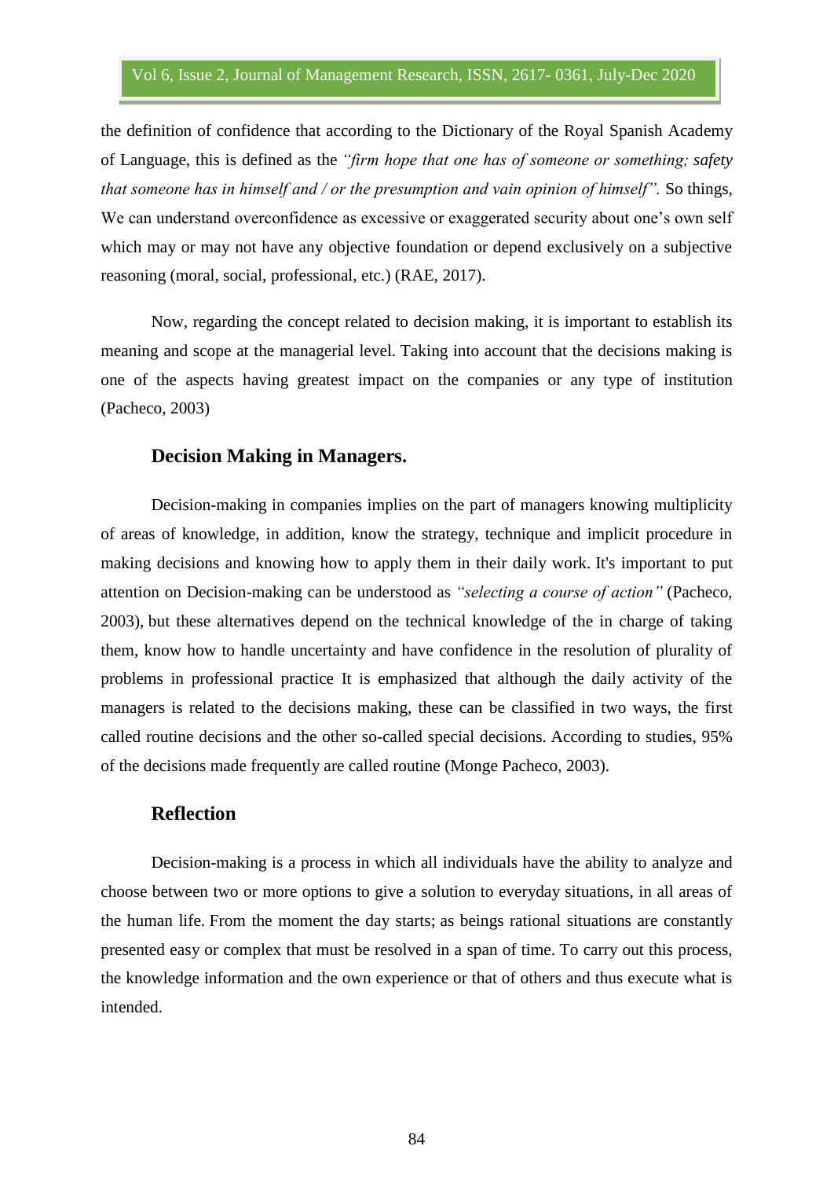the definition of confidence that according to the Dictionary of the Royal Spanish Academy of Language, this is defined as the *"firm hope that one has of someone or something; safety that someone has in himself and / or the presumption and vain opinion of himself".* So things, We can understand overconfidence as excessive or exaggerated security about one's own self which may or may not have any objective foundation or depend exclusively on a subjective reasoning (moral, social, professional, etc.) (RAE, 2017).

Now, regarding the concept related to decision making, it is important to establish its meaning and scope at the managerial level. Taking into account that the decisions making is one of the aspects having greatest impact on the companies or any type of institution (Pacheco, 2003)

### Decision Making in Managers.

Decision-making in companies implies on the part of managers knowing multiplicity of areas of knowledge, in addition, know the strategy, technique and implicit procedure in making decisions and knowing how to apply them in their daily work. It's important to put attention on Decision-making can be understood as *"selecting a course of action"* (Pacheco, 2003), but these alternatives depend on the technical knowledge of the in charge of taking them, know how to handle uncertainty and have confidence in the resolution of plurality of problems in professional practice It is emphasized that although the daily activity of the managers is related to the decisions making, these can be classified in two ways, the first called routine decisions and the other so-called special decisions. According to studies, 95% of the decisions made frequently are called routine (Monge Pacheco, 2003).

### Reflection

Decision-making is a process in which all individuals have the ability to analyze and choose between two or more options to give a solution to everyday situations, in all areas of the human life. From the moment the day starts; as beings rational situations are constantly presented easy or complex that must be resolved in a span of time. To carry out this process, the knowledge information and the own experience or that of others and thus execute what is intended.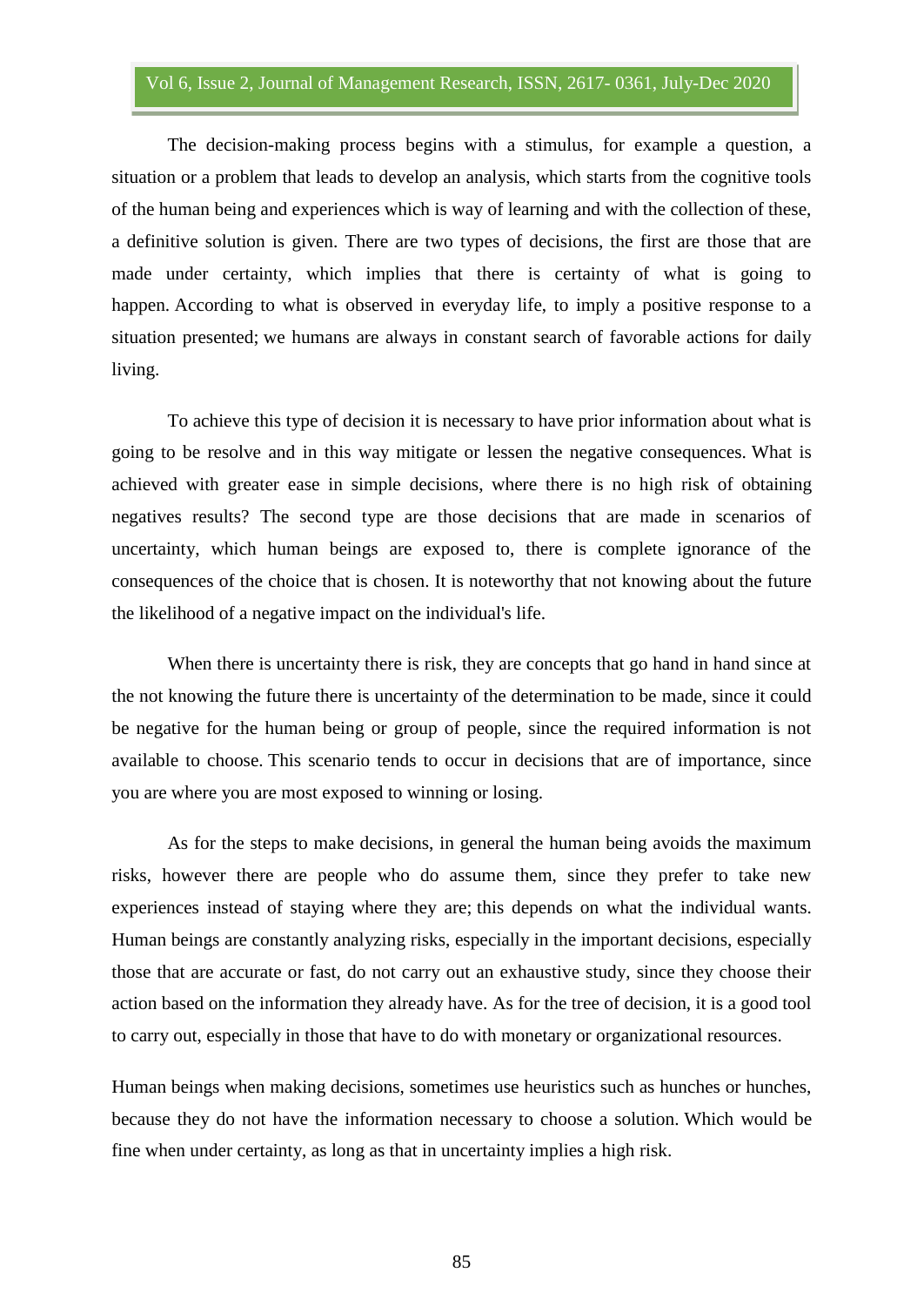The decision-making process begins with a stimulus, for example a question, a situation or a problem that leads to develop an analysis, which starts from the cognitive tools of the human being and experiences which is way of learning and with the collection of these, a definitive solution is given. There are two types of decisions, the first are those that are made under certainty, which implies that there is certainty of what is going to happen. According to what is observed in everyday life, to imply a positive response to a situation presented; we humans are always in constant search of favorable actions for daily living.

To achieve this type of decision it is necessary to have prior information about what is going to be resolve and in this way mitigate or lessen the negative consequences. What is achieved with greater ease in simple decisions, where there is no high risk of obtaining negatives results? The second type are those decisions that are made in scenarios of uncertainty, which human beings are exposed to, there is complete ignorance of the consequences of the choice that is chosen. It is noteworthy that not knowing about the future the likelihood of a negative impact on the individual's life.

When there is uncertainty there is risk, they are concepts that go hand in hand since at the not knowing the future there is uncertainty of the determination to be made, since it could be negative for the human being or group of people, since the required information is not available to choose. This scenario tends to occur in decisions that are of importance, since you are where you are most exposed to winning or losing.

As for the steps to make decisions, in general the human being avoids the maximum risks, however there are people who do assume them, since they prefer to take new experiences instead of staying where they are; this depends on what the individual wants. Human beings are constantly analyzing risks, especially in the important decisions, especially those that are accurate or fast, do not carry out an exhaustive study, since they choose their action based on the information they already have. As for the tree of decision, it is a good tool to carry out, especially in those that have to do with monetary or organizational resources.

Human beings when making decisions, sometimes use heuristics such as hunches or hunches, because they do not have the information necessary to choose a solution. Which would be fine when under certainty, as long as that in uncertainty implies a high risk.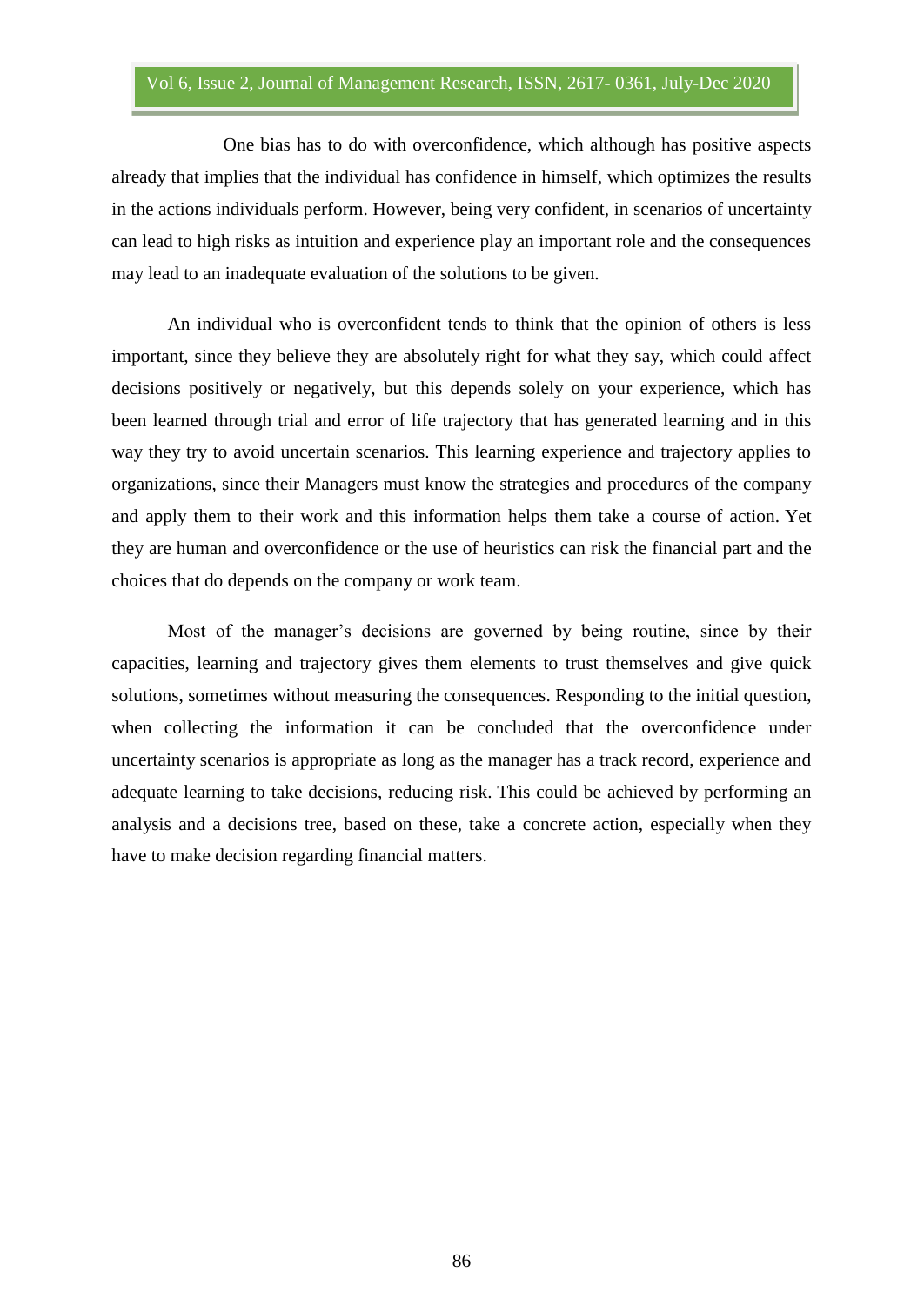One bias has to do with overconfidence, which although has positive aspects already that implies that the individual has confidence in himself, which optimizes the results in the actions individuals perform. However, being very confident, in scenarios of uncertainty can lead to high risks as intuition and experience play an important role and the consequences may lead to an inadequate evaluation of the solutions to be given.

An individual who is overconfident tends to think that the opinion of others is less important, since they believe they are absolutely right for what they say, which could affect decisions positively or negatively, but this depends solely on your experience, which has been learned through trial and error of life trajectory that has generated learning and in this way they try to avoid uncertain scenarios. This learning experience and trajectory applies to organizations, since their Managers must know the strategies and procedures of the company and apply them to their work and this information helps them take a course of action. Yet they are human and overconfidence or the use of heuristics can risk the financial part and the choices that do depends on the company or work team.

Most of the manager's decisions are governed by being routine, since by their capacities, learning and trajectory gives them elements to trust themselves and give quick solutions, sometimes without measuring the consequences. Responding to the initial question, when collecting the information it can be concluded that the overconfidence under uncertainty scenarios is appropriate as long as the manager has a track record, experience and adequate learning to take decisions, reducing risk. This could be achieved by performing an analysis and a decisions tree, based on these, take a concrete action, especially when they have to make decision regarding financial matters.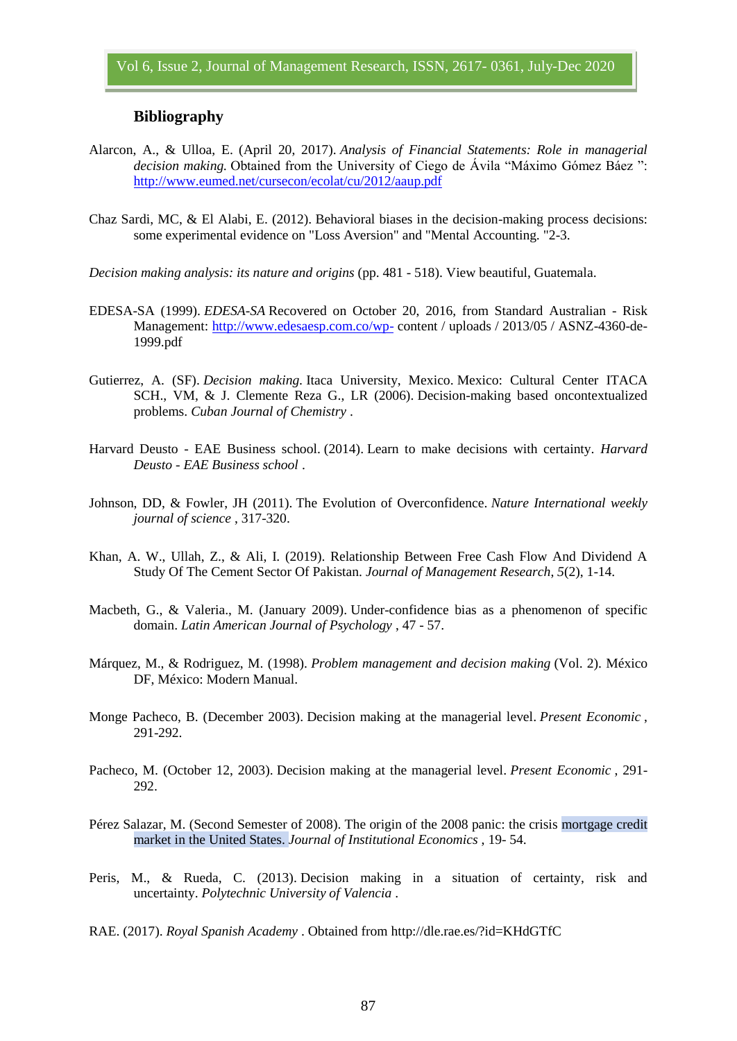## Bibliography

Alarcon, A., & Ulloa, E. (April 20, 2017). *Analysis of Financial Statements: Role in managerial decision making.* Obtained from the University of Ciego de Ávila "Máximo Gómez Báez ": http://www.eumed.net/cursecon/ecolat/cu/2012/aaup.pdf

Chaz Sardi, MC, & El Alabi, E. (2012). Behavioral biases in the decision-making process decisions: some experimental evidence on "Loss Aversion" and "Mental Accounting. "2-3.

*Decision making analysis: its nature and origins* (pp. 481 - 518). View beautiful, Guatemala.

EDESA-SA (1999). *EDESA-SA* Recovered on October 20, 2016, from Standard Australian - Risk Management: http://www.edesaesp.com.co/wp- content / uploads / 2013/05 / ASNZ-4360-de-1999.pdf

Gutierrez, A. (SF). *Decision making.* Itaca University, Mexico. Mexico: Cultural Center ITACA SCH., VM, & J. Clemente Reza G., LR (2006). Decision-making based oncontextualized problems. *Cuban Journal of Chemistry* .

Harvard Deusto - EAE Business school. (2014). Learn to make decisions with certainty. *Harvard Deusto - EAE Business school* .

Johnson, DD, & Fowler, JH (2011). The Evolution of Overconfidence. *Nature International weekly journal of science* , 317-320.

Khan, A. W., Ullah, Z., & Ali, I. (2019). Relationship Between Free Cash Flow And Dividend A Study Of The Cement Sector Of Pakistan. *Journal of Management Research*, *5*(2), 1-14.

Macbeth, G., & Valeria., M. (January 2009). Under-confidence bias as a phenomenon of specific domain. *Latin American Journal of Psychology* , 47 - 57.

Márquez, M., & Rodriguez, M. (1998). *Problem management and decision making* (Vol. 2). México DF, México: Modern Manual.

Monge Pacheco, B. (December 2003). Decision making at the managerial level. *Present Economic* , 291-292.

Pacheco, M. (October 12, 2003). Decision making at the managerial level. *Present Economic* , 291-292.

Pérez Salazar, M. (Second Semester of 2008). The origin of the 2008 panic: the crisis mortgage credit market in the United States. *Journal of Institutional Economics* , 19- 54.

Peris, M., & Rueda, C. (2013). Decision making in a situation of certainty, risk and uncertainty. *Polytechnic University of Valencia* .

RAE. (2017). *Royal Spanish Academy* . Obtained from http://dle.rae.es/?id=KHdGTfC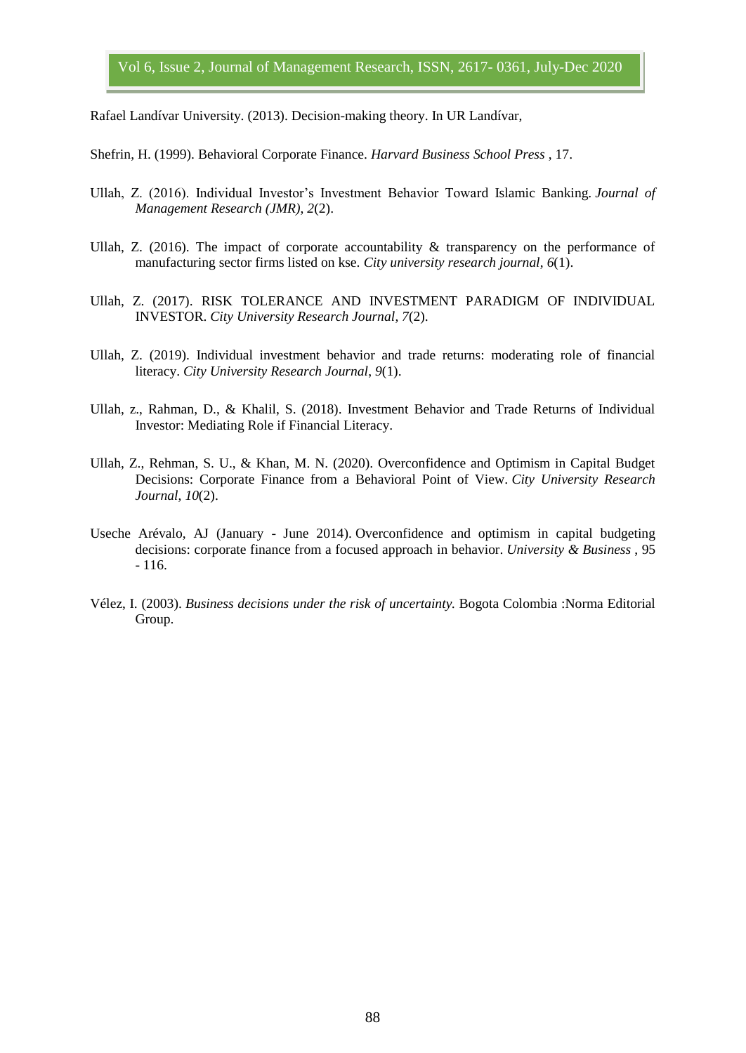Rafael Landívar University. (2013). Decision-making theory. In UR Landívar,

Shefrin, H. (1999). Behavioral Corporate Finance. *Harvard Business School Press* , 17.

Ullah, Z. (2016). Individual Investor's Investment Behavior Toward Islamic Banking. *Journal of Management Research (JMR)*, *2*(2).

Ullah, Z. (2016). The impact of corporate accountability & transparency on the performance of manufacturing sector firms listed on kse. *City university research journal*, *6*(1).

Ullah, Z. (2017). RISK TOLERANCE AND INVESTMENT PARADIGM OF INDIVIDUAL INVESTOR. *City University Research Journal*, *7*(2).

Ullah, Z. (2019). Individual investment behavior and trade returns: moderating role of financial literacy. *City University Research Journal*, *9*(1).

Ullah, z., Rahman, D., & Khalil, S. (2018). Investment Behavior and Trade Returns of Individual Investor: Mediating Role if Financial Literacy.

Ullah, Z., Rehman, S. U., & Khan, M. N. (2020). Overconfidence and Optimism in Capital Budget Decisions: Corporate Finance from a Behavioral Point of View. *City University Research Journal*, *10*(2).

Useche Arévalo, AJ (January - June 2014). Overconfidence and optimism in capital budgeting decisions: corporate finance from a focused approach in behavior. *University & Business* , 95 - 116.

Vélez, I. (2003). *Business decisions under the risk of uncertainty.* Bogota Colombia :Norma Editorial Group.